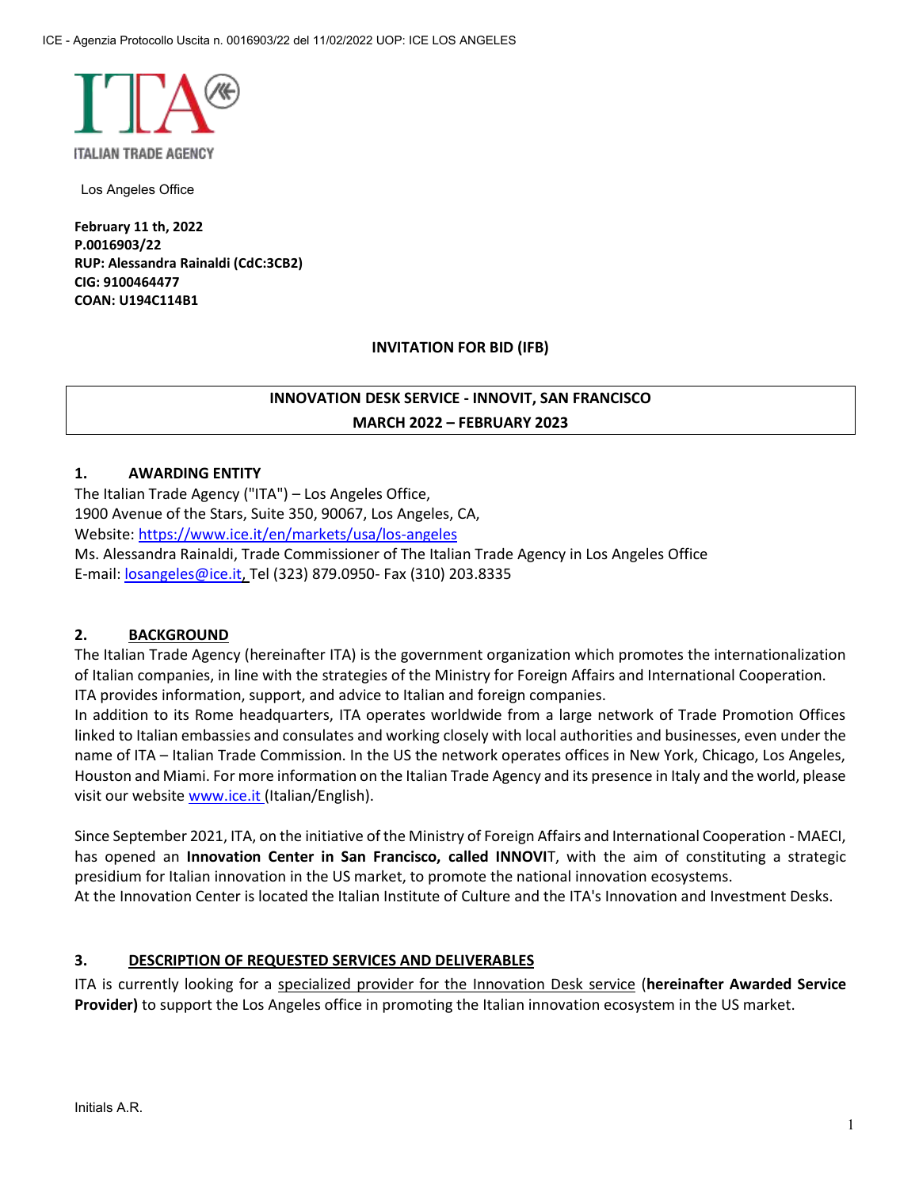ICE - Agenzia Protocollo Uscita n. 0016903/22 del 11/02/2022 UOP: ICE LOS ANGELES

ITALIAN TRADE AGENCY

Los Angeles Office

**February 11 th, 2022**
**P.0016903/22**
**RUP: Alessandra Rainaldi (CdC:3CB2)**
**CIG: 9100464477**
**COAN: U194C114B1**

**INVITATION FOR BID (IFB)**

**INNOVATION DESK SERVICE - INNOVIT, SAN FRANCISCO**
**MARCH 2022 – FEBRUARY 2023**

## 1. AWARDING ENTITY

The Italian Trade Agency ("ITA") – Los Angeles Office,
1900 Avenue of the Stars, Suite 350, 90067, Los Angeles, CA,
Website: https://www.ice.it/en/markets/usa/los-angeles
Ms. Alessandra Rainaldi, Trade Commissioner of The Italian Trade Agency in Los Angeles Office
E-mail: losangeles@ice.it, Tel (323) 879.0950- Fax (310) 203.8335

## 2. BACKGROUND

The Italian Trade Agency (hereinafter ITA) is the government organization which promotes the internationalization of Italian companies, in line with the strategies of the Ministry for Foreign Affairs and International Cooperation. ITA provides information, support, and advice to Italian and foreign companies.
In addition to its Rome headquarters, ITA operates worldwide from a large network of Trade Promotion Offices linked to Italian embassies and consulates and working closely with local authorities and businesses, even under the name of ITA – Italian Trade Commission. In the US the network operates offices in New York, Chicago, Los Angeles, Houston and Miami. For more information on the Italian Trade Agency and its presence in Italy and the world, please visit our website www.ice.it (Italian/English).

Since September 2021, ITA, on the initiative of the Ministry of Foreign Affairs and International Cooperation - MAECI, has opened an **Innovation Center in San Francisco, called INNOVI**T, with the aim of constituting a strategic presidium for Italian innovation in the US market, to promote the national innovation ecosystems.
At the Innovation Center is located the Italian Institute of Culture and the ITA's Innovation and Investment Desks.

## 3. DESCRIPTION OF REQUESTED SERVICES AND DELIVERABLES

ITA is currently looking for a specialized provider for the Innovation Desk service (**hereinafter Awarded Service Provider)** to support the Los Angeles office in promoting the Italian innovation ecosystem in the US market.

Initials A.R.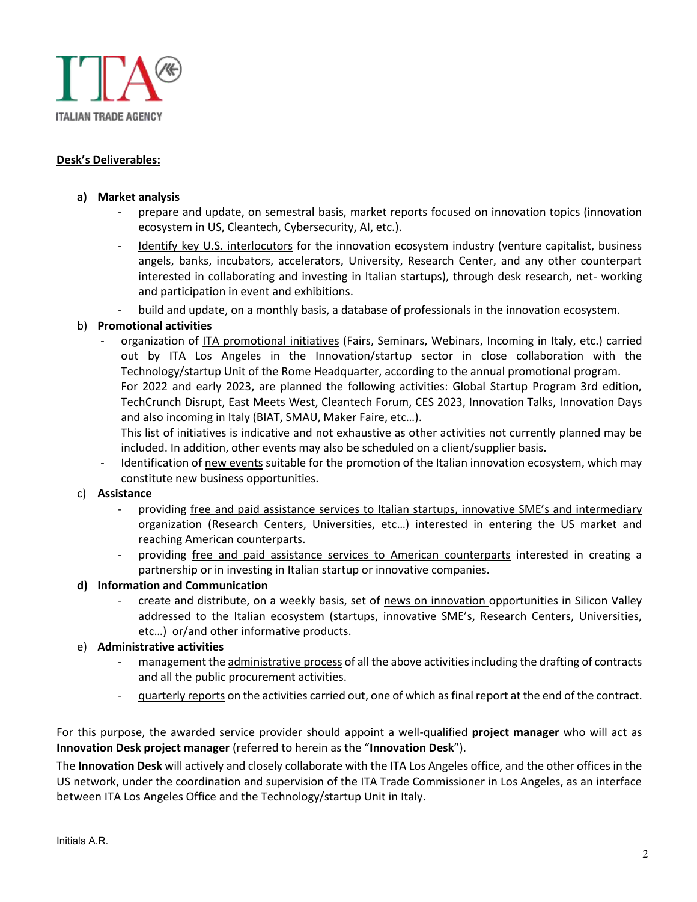**Desk's Deliverables:**

**a) Market analysis**

- prepare and update, on semestral basis, market reports focused on innovation topics (innovation ecosystem in US, Cleantech, Cybersecurity, AI, etc.).
- Identify key U.S. interlocutors for the innovation ecosystem industry (venture capitalist, business angels, banks, incubators, accelerators, University, Research Center, and any other counterpart interested in collaborating and investing in Italian startups), through desk research, net- working and participation in event and exhibitions.
- build and update, on a monthly basis, a database of professionals in the innovation ecosystem.

b) **Promotional activities**

- organization of ITA promotional initiatives (Fairs, Seminars, Webinars, Incoming in Italy, etc.) carried out by ITA Los Angeles in the Innovation/startup sector in close collaboration with the Technology/startup Unit of the Rome Headquarter, according to the annual promotional program.
  For 2022 and early 2023, are planned the following activities: Global Startup Program 3rd edition, TechCrunch Disrupt, East Meets West, Cleantech Forum, CES 2023, Innovation Talks, Innovation Days and also incoming in Italy (BIAT, SMAU, Maker Faire, etc…).
  This list of initiatives is indicative and not exhaustive as other activities not currently planned may be included. In addition, other events may also be scheduled on a client/supplier basis.
- Identification of new events suitable for the promotion of the Italian innovation ecosystem, which may constitute new business opportunities.

c) **Assistance**

- providing free and paid assistance services to Italian startups, innovative SME's and intermediary organization (Research Centers, Universities, etc…) interested in entering the US market and reaching American counterparts.
- providing free and paid assistance services to American counterparts interested in creating a partnership or in investing in Italian startup or innovative companies.

**d) Information and Communication**

- create and distribute, on a weekly basis, set of news on innovation opportunities in Silicon Valley addressed to the Italian ecosystem (startups, innovative SME's, Research Centers, Universities, etc…) or/and other informative products.

e) **Administrative activities**

- management the administrative process of all the above activities including the drafting of contracts and all the public procurement activities.
- quarterly reports on the activities carried out, one of which as final report at the end of the contract.

For this purpose, the awarded service provider should appoint a well-qualified **project manager** who will act as **Innovation Desk project manager** (referred to herein as the "**Innovation Desk**").

The **Innovation Desk** will actively and closely collaborate with the ITA Los Angeles office, and the other offices in the US network, under the coordination and supervision of the ITA Trade Commissioner in Los Angeles, as an interface between ITA Los Angeles Office and the Technology/startup Unit in Italy.

Initials A.R.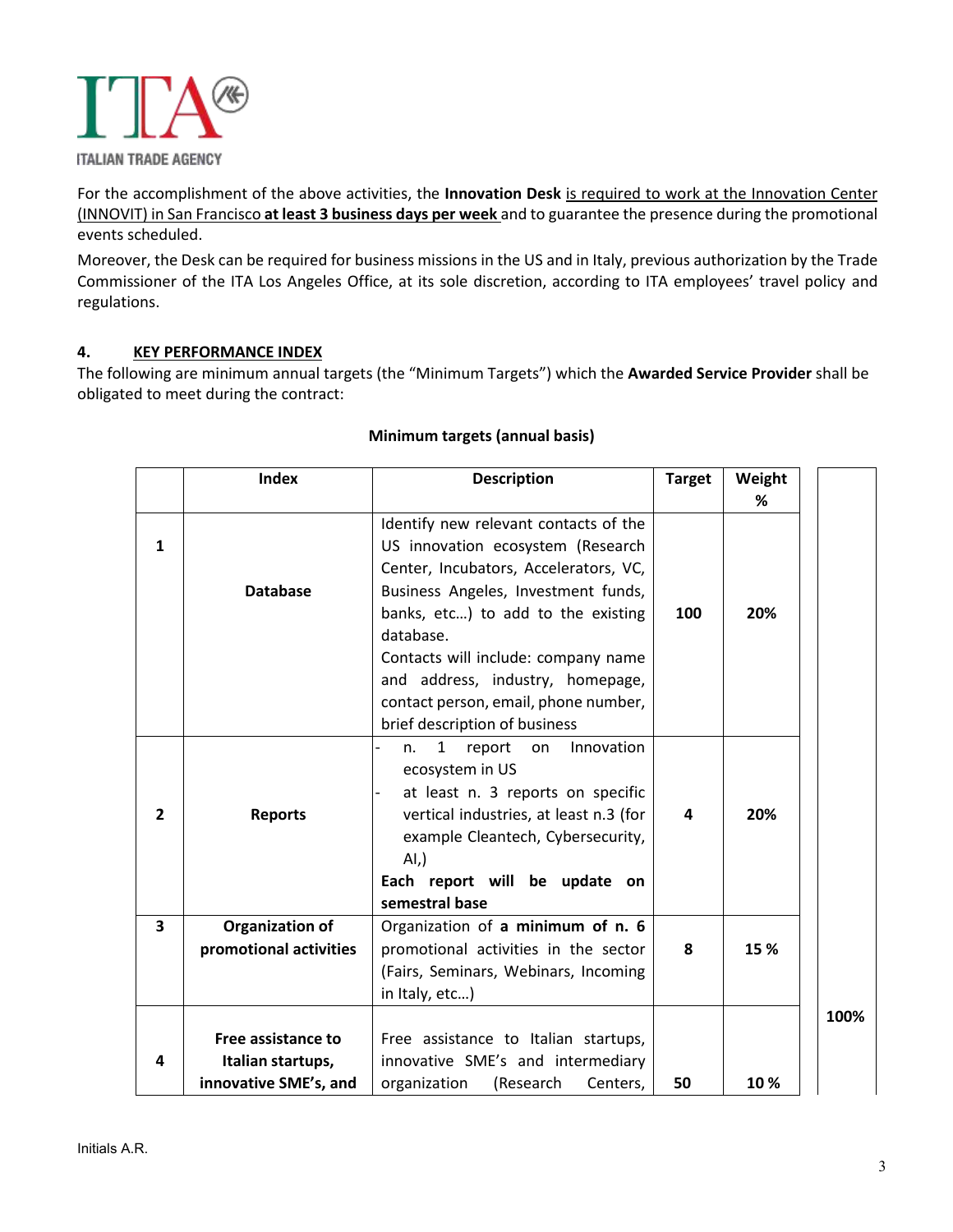For the accomplishment of the above activities, the **Innovation Desk** is required to work at the Innovation Center (INNOVIT) in San Francisco **at least 3 business days per week** and to guarantee the presence during the promotional events scheduled.

Moreover, the Desk can be required for business missions in the US and in Italy, previous authorization by the Trade Commissioner of the ITA Los Angeles Office, at its sole discretion, according to ITA employees' travel policy and regulations.

## 4. KEY PERFORMANCE INDEX

The following are minimum annual targets (the "Minimum Targets") which the **Awarded Service Provider** shall be obligated to meet during the contract:

**Minimum targets (annual basis)**

| | Index | Description | Target | Weight % | |
|---|---|---|---|---|---|
| **1** | **Database** | Identify new relevant contacts of the US innovation ecosystem (Research Center, Incubators, Accelerators, VC, Business Angeles, Investment funds, banks, etc…) to add to the existing database.<br>Contacts will include: company name and address, industry, homepage, contact person, email, phone number, brief description of business | **100** | **20%** | |
| **2** | **Reports** | - n. 1 report on Innovation ecosystem in US<br>- at least n. 3 reports on specific vertical industries, at least n.3 (for example Cleantech, Cybersecurity, AI,)<br>**Each report will be update on semestral base** | **4** | **20%** | |
| **3** | **Organization of promotional activities** | Organization of **a minimum of n. 6** promotional activities in the sector (Fairs, Seminars, Webinars, Incoming in Italy, etc…) | **8** | **15 %** | **100%** |
| **4** | **Free assistance to Italian startups, innovative SME's, and** | Free assistance to Italian startups, innovative SME's and intermediary organization (Research Centers, | **50** | **10 %** | |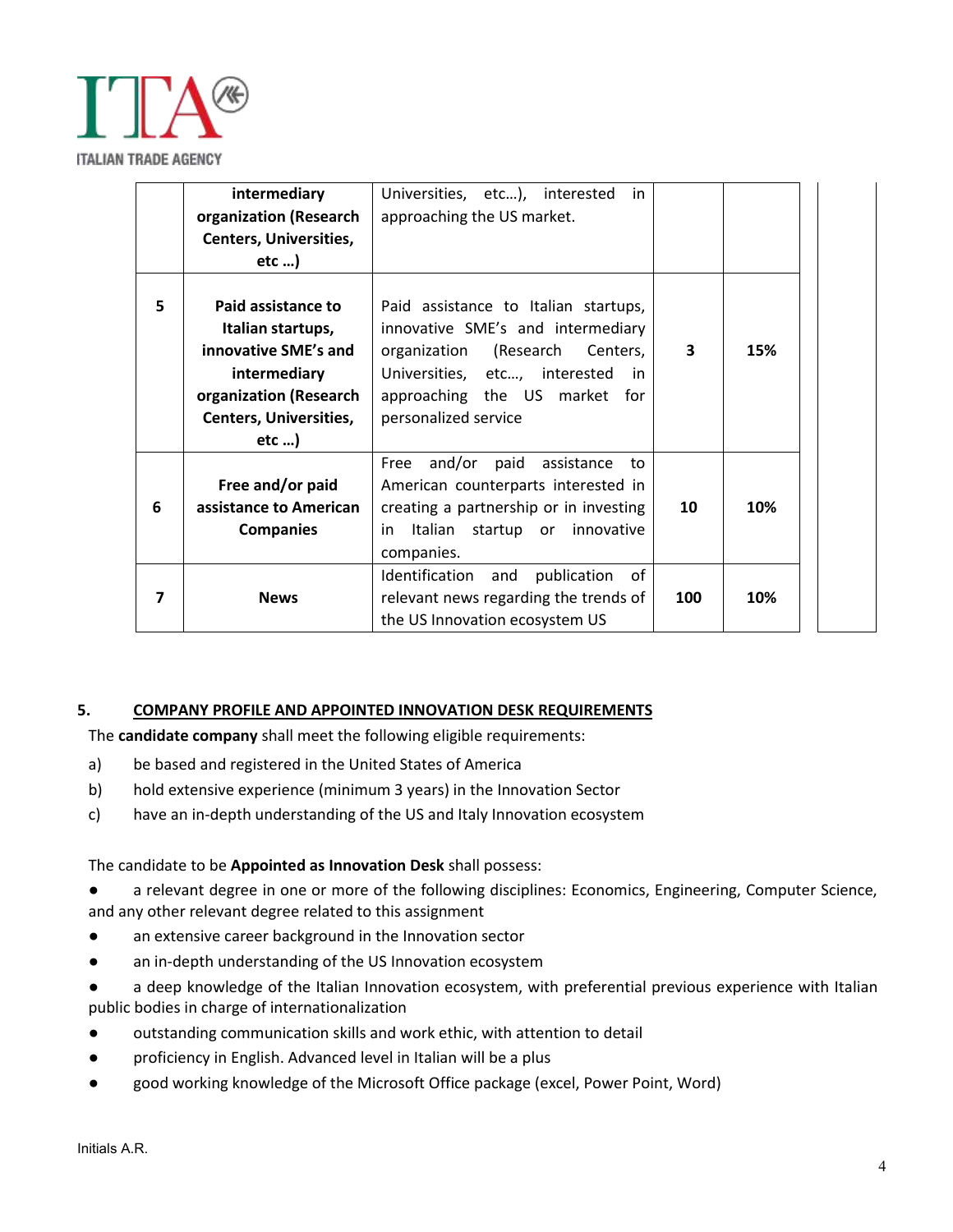| | | | | |
|---|---|---|---|---|
| | **intermediary organization (Research Centers, Universities, etc …)** | Universities, etc…), interested in approaching the US market. | | |
| **5** | **Paid assistance to Italian startups, innovative SME's and intermediary organization (Research Centers, Universities, etc …)** | Paid assistance to Italian startups, innovative SME's and intermediary organization (Research Centers, Universities, etc…, interested in approaching the US market for personalized service | **3** | **15%** |
| **6** | **Free and/or paid assistance to American Companies** | Free and/or paid assistance to American counterparts interested in creating a partnership or in investing in Italian startup or innovative companies. | **10** | **10%** |
| **7** | **News** | Identification and publication of relevant news regarding the trends of the US Innovation ecosystem US | **100** | **10%** |

## 5. COMPANY PROFILE AND APPOINTED INNOVATION DESK REQUIREMENTS

The **candidate company** shall meet the following eligible requirements:

a) be based and registered in the United States of America

b) hold extensive experience (minimum 3 years) in the Innovation Sector

c) have an in-depth understanding of the US and Italy Innovation ecosystem

The candidate to be **Appointed as Innovation Desk** shall possess:

- a relevant degree in one or more of the following disciplines: Economics, Engineering, Computer Science, and any other relevant degree related to this assignment
- an extensive career background in the Innovation sector
- an in-depth understanding of the US Innovation ecosystem
- a deep knowledge of the Italian Innovation ecosystem, with preferential previous experience with Italian public bodies in charge of internationalization
- outstanding communication skills and work ethic, with attention to detail
- proficiency in English. Advanced level in Italian will be a plus
- good working knowledge of the Microsoft Office package (excel, Power Point, Word)

Initials A.R.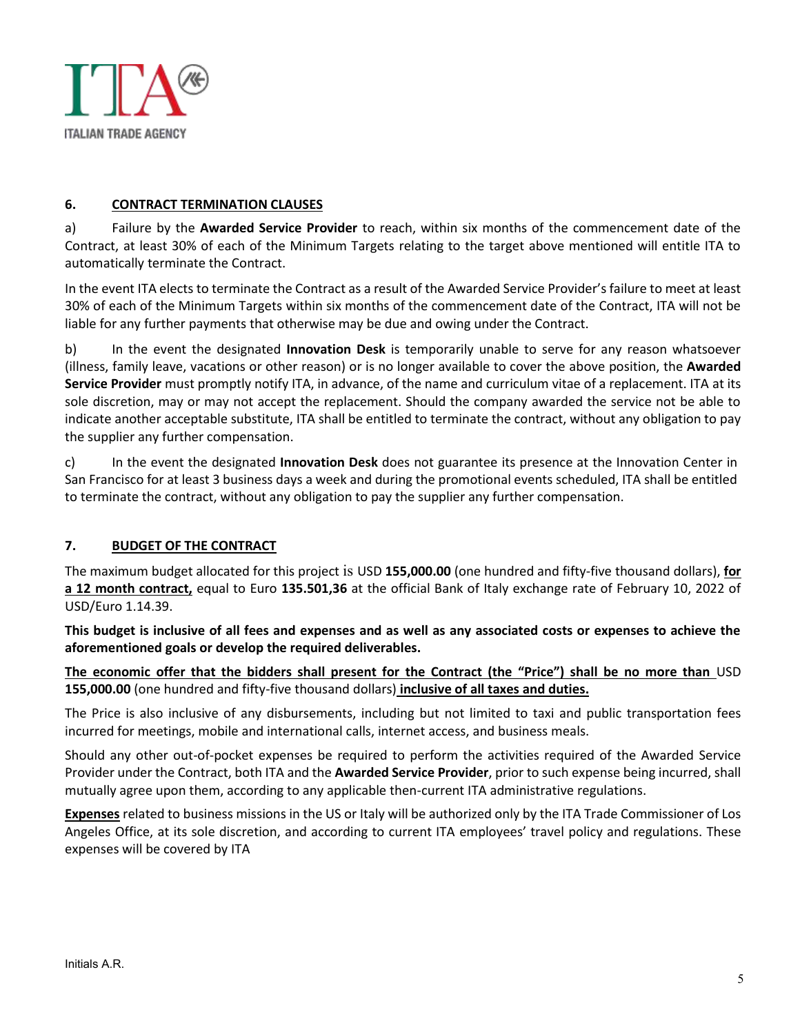## 6. CONTRACT TERMINATION CLAUSES

a) Failure by the **Awarded Service Provider** to reach, within six months of the commencement date of the Contract, at least 30% of each of the Minimum Targets relating to the target above mentioned will entitle ITA to automatically terminate the Contract.

In the event ITA elects to terminate the Contract as a result of the Awarded Service Provider's failure to meet at least 30% of each of the Minimum Targets within six months of the commencement date of the Contract, ITA will not be liable for any further payments that otherwise may be due and owing under the Contract.

b) In the event the designated **Innovation Desk** is temporarily unable to serve for any reason whatsoever (illness, family leave, vacations or other reason) or is no longer available to cover the above position, the **Awarded Service Provider** must promptly notify ITA, in advance, of the name and curriculum vitae of a replacement. ITA at its sole discretion, may or may not accept the replacement. Should the company awarded the service not be able to indicate another acceptable substitute, ITA shall be entitled to terminate the contract, without any obligation to pay the supplier any further compensation.

c) In the event the designated **Innovation Desk** does not guarantee its presence at the Innovation Center in San Francisco for at least 3 business days a week and during the promotional events scheduled, ITA shall be entitled to terminate the contract, without any obligation to pay the supplier any further compensation.

## 7. BUDGET OF THE CONTRACT

The maximum budget allocated for this project is USD **155,000.00** (one hundred and fifty-five thousand dollars), **for a 12 month contract,** equal to Euro **135.501,36** at the official Bank of Italy exchange rate of February 10, 2022 of USD/Euro 1.14.39.

**This budget is inclusive of all fees and expenses and as well as any associated costs or expenses to achieve the aforementioned goals or develop the required deliverables.**

**The economic offer that the bidders shall present for the Contract (the "Price") shall be no more than** USD **155,000.00** (one hundred and fifty-five thousand dollars) **inclusive of all taxes and duties.**

The Price is also inclusive of any disbursements, including but not limited to taxi and public transportation fees incurred for meetings, mobile and international calls, internet access, and business meals.

Should any other out-of-pocket expenses be required to perform the activities required of the Awarded Service Provider under the Contract, both ITA and the **Awarded Service Provider**, prior to such expense being incurred, shall mutually agree upon them, according to any applicable then-current ITA administrative regulations.

**Expenses** related to business missions in the US or Italy will be authorized only by the ITA Trade Commissioner of Los Angeles Office, at its sole discretion, and according to current ITA employees' travel policy and regulations. These expenses will be covered by ITA

Initials A.R.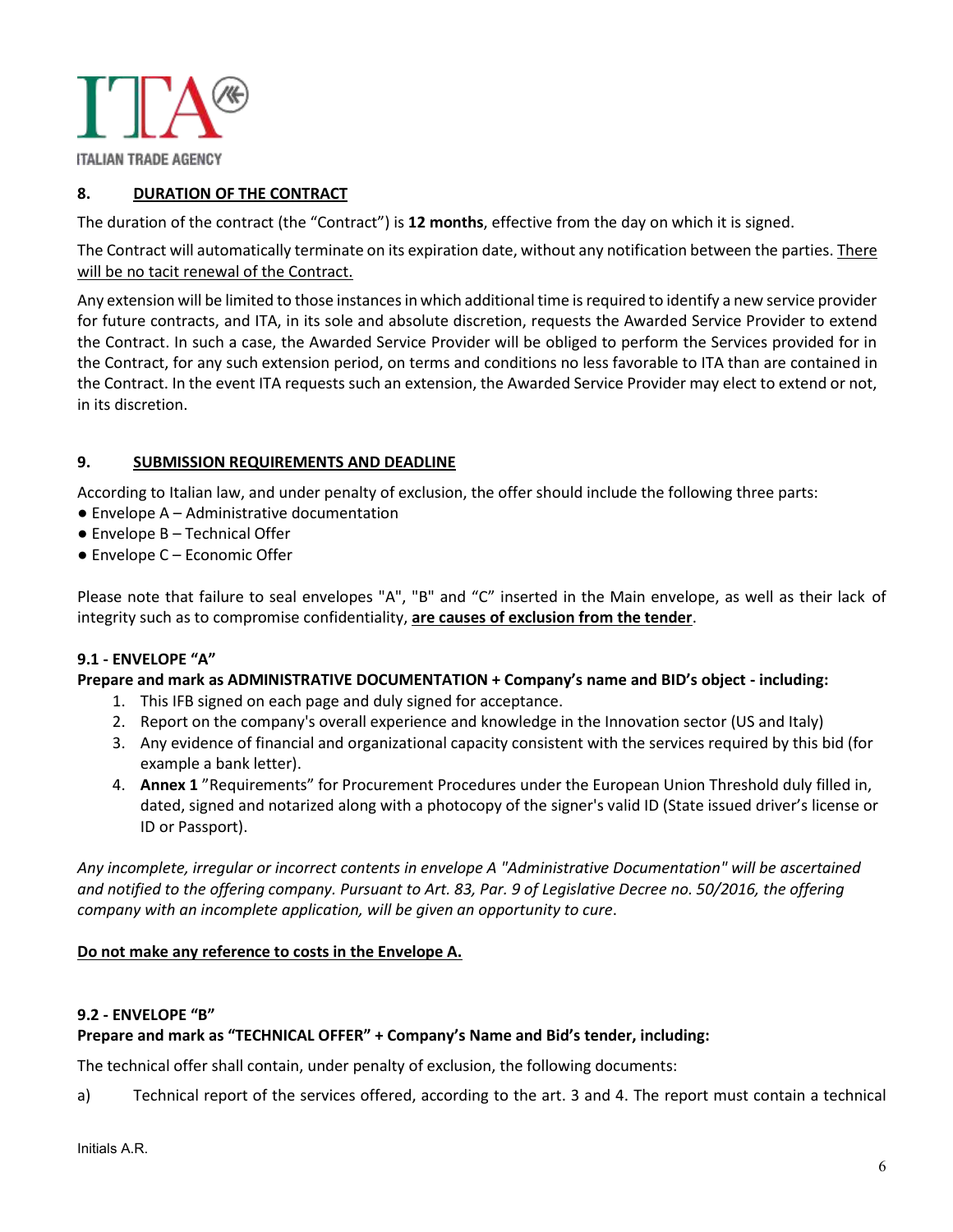## 8. DURATION OF THE CONTRACT

The duration of the contract (the "Contract") is **12 months**, effective from the day on which it is signed.

The Contract will automatically terminate on its expiration date, without any notification between the parties. <u>There will be no tacit renewal of the Contract.</u>

Any extension will be limited to those instances in which additional time is required to identify a new service provider for future contracts, and ITA, in its sole and absolute discretion, requests the Awarded Service Provider to extend the Contract. In such a case, the Awarded Service Provider will be obliged to perform the Services provided for in the Contract, for any such extension period, on terms and conditions no less favorable to ITA than are contained in the Contract. In the event ITA requests such an extension, the Awarded Service Provider may elect to extend or not, in its discretion.

## 9. SUBMISSION REQUIREMENTS AND DEADLINE

According to Italian law, and under penalty of exclusion, the offer should include the following three parts:

- Envelope A – Administrative documentation
- Envelope B – Technical Offer
- Envelope C – Economic Offer

Please note that failure to seal envelopes "A", "B" and "C" inserted in the Main envelope, as well as their lack of integrity such as to compromise confidentiality, **<u>are causes of exclusion from the tender</u>**.

### 9.1 - ENVELOPE "A"

**Prepare and mark as ADMINISTRATIVE DOCUMENTATION + Company's name and BID's object - including:**

1. This IFB signed on each page and duly signed for acceptance.
2. Report on the company's overall experience and knowledge in the Innovation sector (US and Italy)
3. Any evidence of financial and organizational capacity consistent with the services required by this bid (for example a bank letter).
4. **Annex 1** "Requirements" for Procurement Procedures under the European Union Threshold duly filled in, dated, signed and notarized along with a photocopy of the signer's valid ID (State issued driver's license or ID or Passport).

*Any incomplete, irregular or incorrect contents in envelope A "Administrative Documentation" will be ascertained and notified to the offering company. Pursuant to Art. 83, Par. 9 of Legislative Decree no. 50/2016, the offering company with an incomplete application, will be given an opportunity to cure*.

**<u>Do not make any reference to costs in the Envelope A.</u>**

### 9.2 - ENVELOPE "B"

**Prepare and mark as "TECHNICAL OFFER" + Company's Name and Bid's tender, including:**

The technical offer shall contain, under penalty of exclusion, the following documents:

a) Technical report of the services offered, according to the art. 3 and 4. The report must contain a technical

Initials A.R.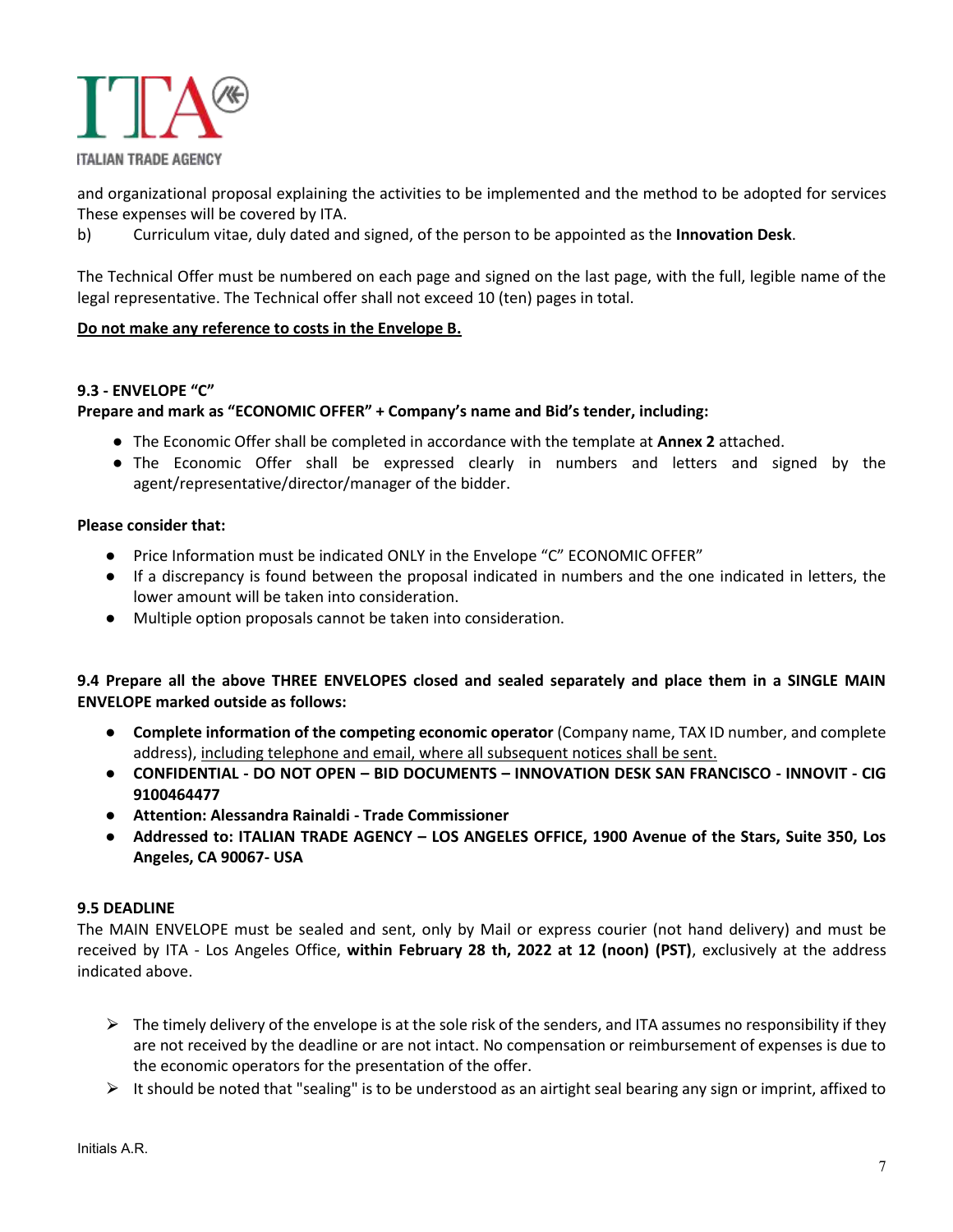and organizational proposal explaining the activities to be implemented and the method to be adopted for services These expenses will be covered by ITA.

b) Curriculum vitae, duly dated and signed, of the person to be appointed as the **Innovation Desk**.

The Technical Offer must be numbered on each page and signed on the last page, with the full, legible name of the legal representative. The Technical offer shall not exceed 10 (ten) pages in total.

<u>**Do not make any reference to costs in the Envelope B.**</u>

**9.3 - ENVELOPE "C"**

**Prepare and mark as "ECONOMIC OFFER" + Company's name and Bid's tender, including:**

- The Economic Offer shall be completed in accordance with the template at **Annex 2** attached.
- The Economic Offer shall be expressed clearly in numbers and letters and signed by the agent/representative/director/manager of the bidder.

**Please consider that:**

- Price Information must be indicated ONLY in the Envelope "C" ECONOMIC OFFER"
- If a discrepancy is found between the proposal indicated in numbers and the one indicated in letters, the lower amount will be taken into consideration.
- Multiple option proposals cannot be taken into consideration.

**9.4 Prepare all the above THREE ENVELOPES closed and sealed separately and place them in a SINGLE MAIN ENVELOPE marked outside as follows:**

- **Complete information of the competing economic operator** (Company name, TAX ID number, and complete address), <u>including telephone and email, where all subsequent notices shall be sent.</u>
- **CONFIDENTIAL - DO NOT OPEN – BID DOCUMENTS – INNOVATION DESK SAN FRANCISCO - INNOVIT - CIG 9100464477**
- **Attention: Alessandra Rainaldi - Trade Commissioner**
- **Addressed to: ITALIAN TRADE AGENCY – LOS ANGELES OFFICE, 1900 Avenue of the Stars, Suite 350, Los Angeles, CA 90067- USA**

**9.5 DEADLINE**

The MAIN ENVELOPE must be sealed and sent, only by Mail or express courier (not hand delivery) and must be received by ITA - Los Angeles Office, **within February 28 th, 2022 at 12 (noon) (PST)**, exclusively at the address indicated above.

- The timely delivery of the envelope is at the sole risk of the senders, and ITA assumes no responsibility if they are not received by the deadline or are not intact. No compensation or reimbursement of expenses is due to the economic operators for the presentation of the offer.
- It should be noted that "sealing" is to be understood as an airtight seal bearing any sign or imprint, affixed to

Initials A.R.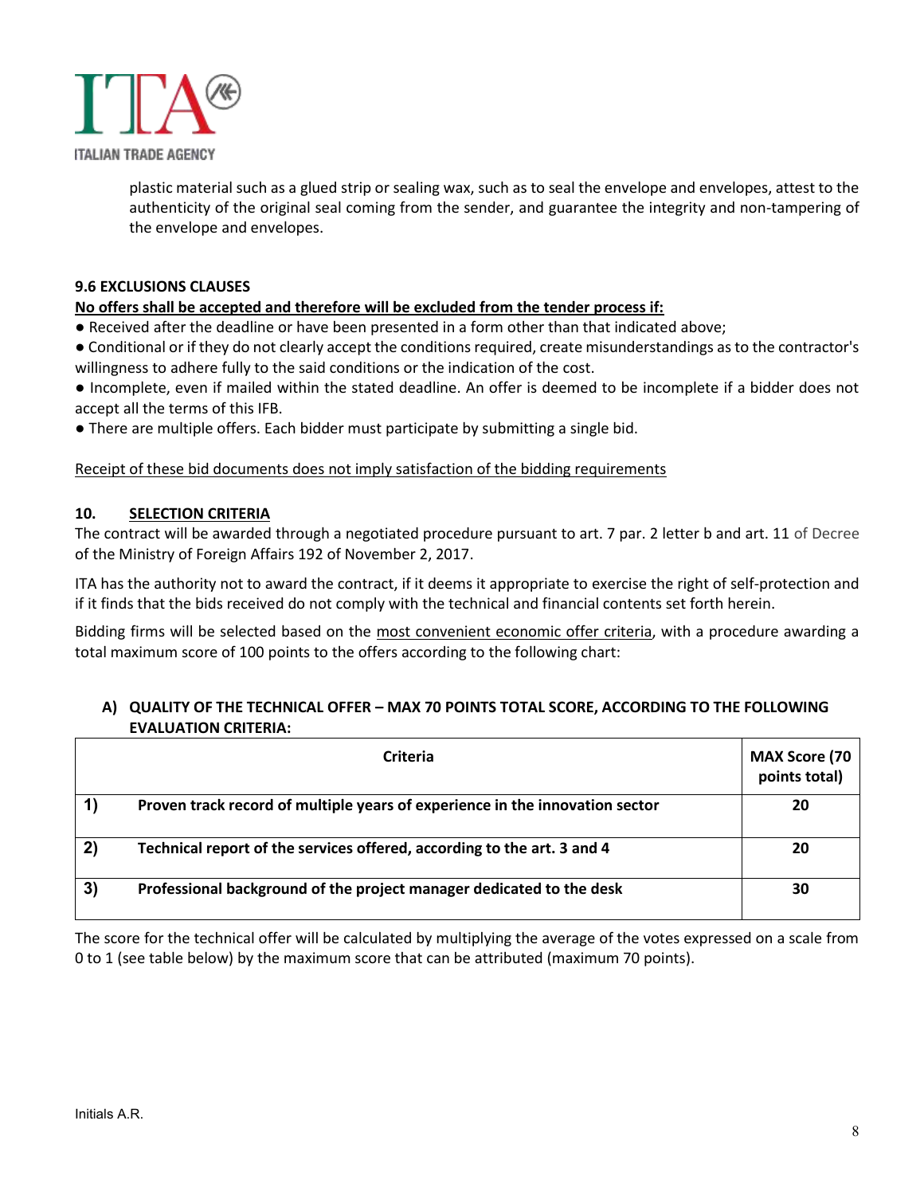plastic material such as a glued strip or sealing wax, such as to seal the envelope and envelopes, attest to the authenticity of the original seal coming from the sender, and guarantee the integrity and non-tampering of the envelope and envelopes.

### 9.6 EXCLUSIONS CLAUSES

**No offers shall be accepted and therefore will be excluded from the tender process if:**

- Received after the deadline or have been presented in a form other than that indicated above;
- Conditional or if they do not clearly accept the conditions required, create misunderstandings as to the contractor's willingness to adhere fully to the said conditions or the indication of the cost.
- Incomplete, even if mailed within the stated deadline. An offer is deemed to be incomplete if a bidder does not accept all the terms of this IFB.
- There are multiple offers. Each bidder must participate by submitting a single bid.

Receipt of these bid documents does not imply satisfaction of the bidding requirements

## 10. SELECTION CRITERIA

The contract will be awarded through a negotiated procedure pursuant to art. 7 par. 2 letter b and art. 11 of Decree of the Ministry of Foreign Affairs 192 of November 2, 2017.

ITA has the authority not to award the contract, if it deems it appropriate to exercise the right of self-protection and if it finds that the bids received do not comply with the technical and financial contents set forth herein.

Bidding firms will be selected based on the most convenient economic offer criteria, with a procedure awarding a total maximum score of 100 points to the offers according to the following chart:

### A) QUALITY OF THE TECHNICAL OFFER – MAX 70 POINTS TOTAL SCORE, ACCORDING TO THE FOLLOWING EVALUATION CRITERIA:

| | Criteria | MAX Score (70 points total) |
|---|---|---|
| **1)** | **Proven track record of multiple years of experience in the innovation sector** | **20** |
| **2)** | **Technical report of the services offered, according to the art. 3 and 4** | **20** |
| **3)** | **Professional background of the project manager dedicated to the desk** | **30** |

The score for the technical offer will be calculated by multiplying the average of the votes expressed on a scale from 0 to 1 (see table below) by the maximum score that can be attributed (maximum 70 points).

Initials A.R.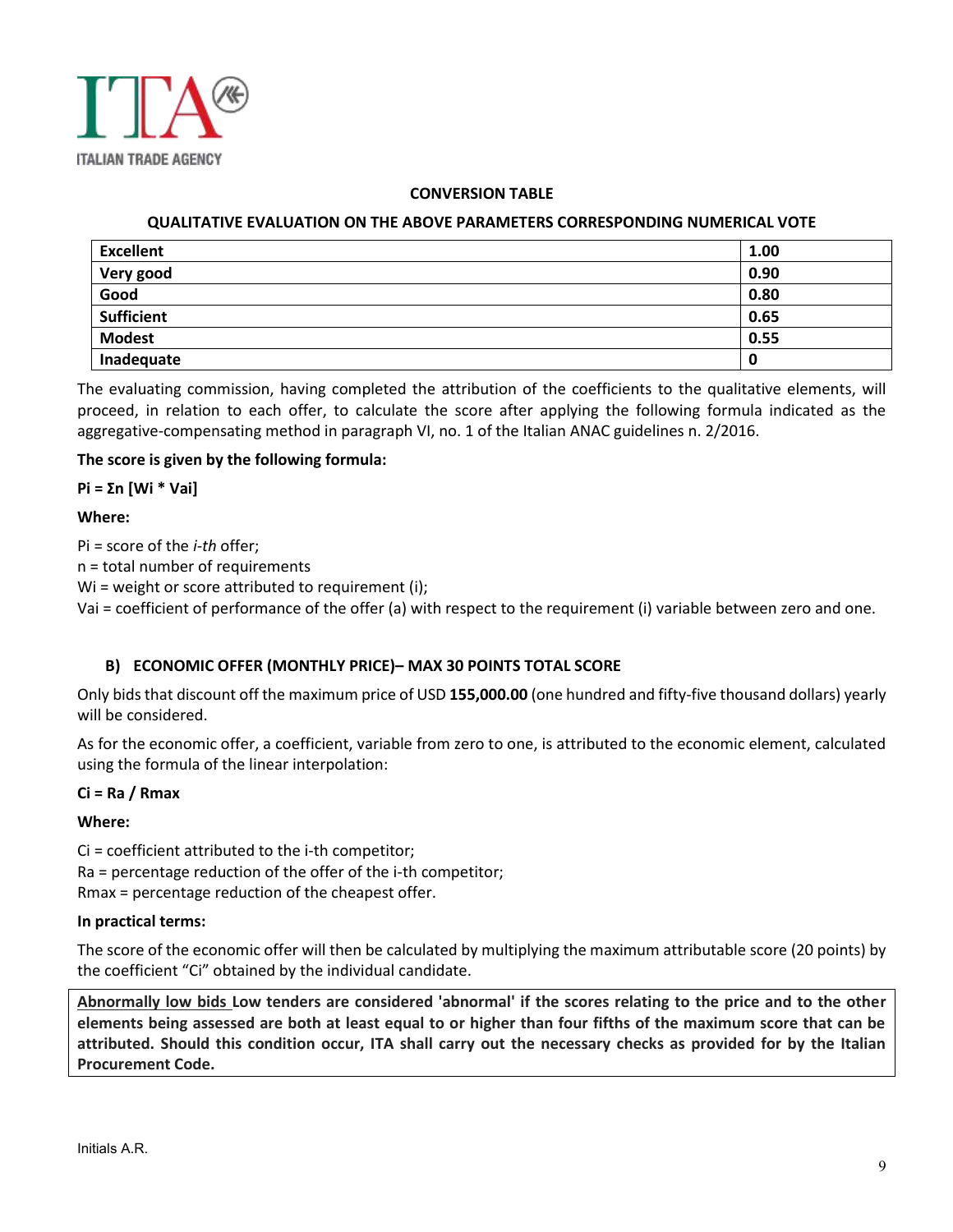**CONVERSION TABLE**

**QUALITATIVE EVALUATION ON THE ABOVE PARAMETERS CORRESPONDING NUMERICAL VOTE**

| | |
|---|---|
| **Excellent** | **1.00** |
| **Very good** | **0.90** |
| **Good** | **0.80** |
| **Sufficient** | **0.65** |
| **Modest** | **0.55** |
| **Inadequate** | **0** |

The evaluating commission, having completed the attribution of the coefficients to the qualitative elements, will proceed, in relation to each offer, to calculate the score after applying the following formula indicated as the aggregative-compensating method in paragraph VI, no. 1 of the Italian ANAC guidelines n. 2/2016.

**The score is given by the following formula:**

$$P_i = \Sigma_n [W_i * V_{ai}]$$

**Where:**

$P_i$ = score of the *i-th* offer;
n = total number of requirements
$W_i$ = weight or score attributed to requirement (i);
$V_{ai}$ = coefficient of performance of the offer (a) with respect to the requirement (i) variable between zero and one.

### B) ECONOMIC OFFER (MONTHLY PRICE)– MAX 30 POINTS TOTAL SCORE

Only bids that discount off the maximum price of USD **155,000.00** (one hundred and fifty-five thousand dollars) yearly will be considered.

As for the economic offer, a coefficient, variable from zero to one, is attributed to the economic element, calculated using the formula of the linear interpolation:

$$C_i = R_a / R_{max}$$

**Where:**

$C_i$ = coefficient attributed to the i-th competitor;
$R_a$ = percentage reduction of the offer of the i-th competitor;
$R_{max}$ = percentage reduction of the cheapest offer.

**In practical terms:**

The score of the economic offer will then be calculated by multiplying the maximum attributable score (20 points) by the coefficient "Ci" obtained by the individual candidate.

**Abnormally low bids Low tenders are considered 'abnormal' if the scores relating to the price and to the other elements being assessed are both at least equal to or higher than four fifths of the maximum score that can be attributed. Should this condition occur, ITA shall carry out the necessary checks as provided for by the Italian Procurement Code.**

Initials A.R.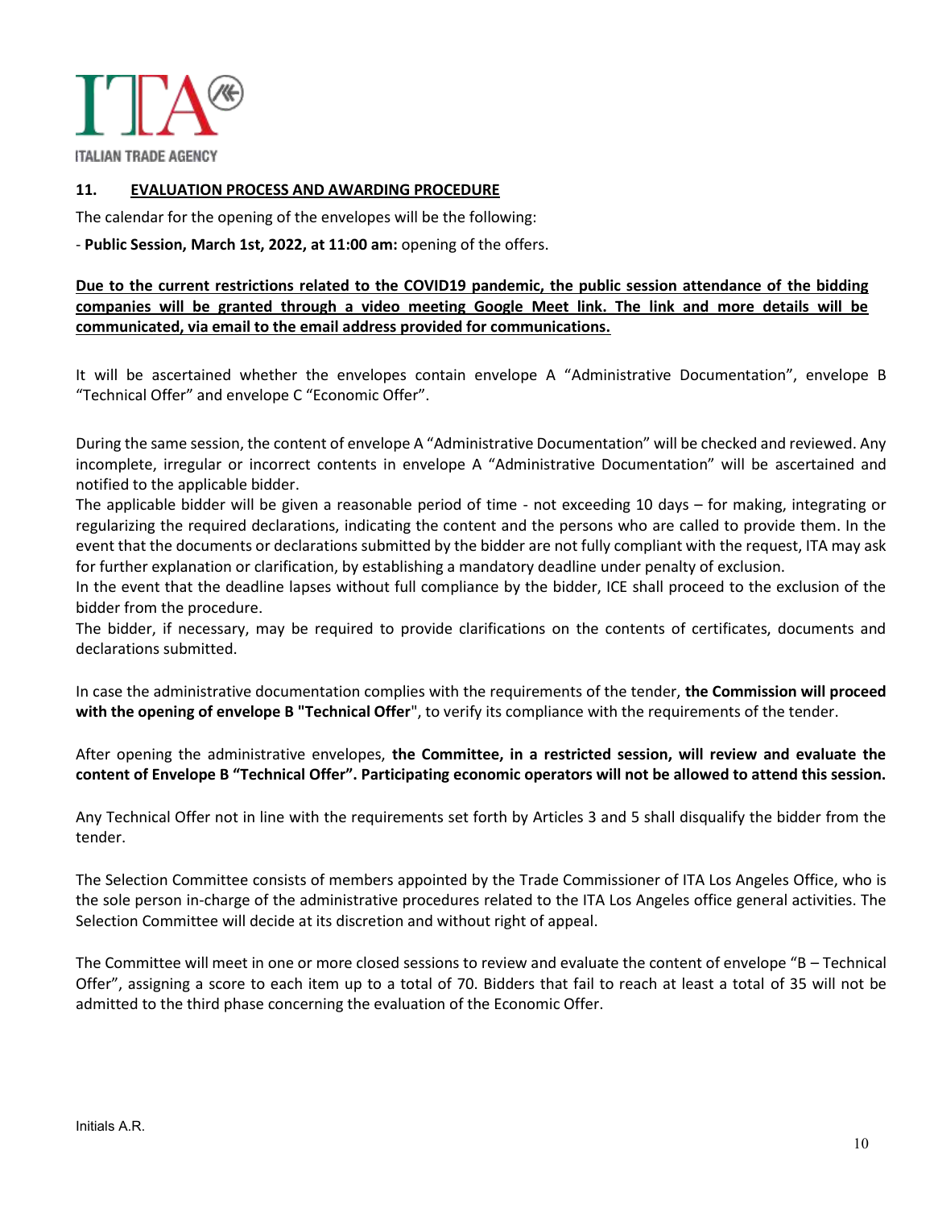## 11. EVALUATION PROCESS AND AWARDING PROCEDURE

The calendar for the opening of the envelopes will be the following:

- **Public Session, March 1st, 2022, at 11:00 am:** opening of the offers.

**Due to the current restrictions related to the COVID19 pandemic, the public session attendance of the bidding companies will be granted through a video meeting Google Meet link. The link and more details will be communicated, via email to the email address provided for communications.**

It will be ascertained whether the envelopes contain envelope A "Administrative Documentation", envelope B "Technical Offer" and envelope C "Economic Offer".

During the same session, the content of envelope A "Administrative Documentation" will be checked and reviewed. Any incomplete, irregular or incorrect contents in envelope A "Administrative Documentation" will be ascertained and notified to the applicable bidder.

The applicable bidder will be given a reasonable period of time - not exceeding 10 days – for making, integrating or regularizing the required declarations, indicating the content and the persons who are called to provide them. In the event that the documents or declarations submitted by the bidder are not fully compliant with the request, ITA may ask for further explanation or clarification, by establishing a mandatory deadline under penalty of exclusion.

In the event that the deadline lapses without full compliance by the bidder, ICE shall proceed to the exclusion of the bidder from the procedure.

The bidder, if necessary, may be required to provide clarifications on the contents of certificates, documents and declarations submitted.

In case the administrative documentation complies with the requirements of the tender, **the Commission will proceed with the opening of envelope B "Technical Offer**", to verify its compliance with the requirements of the tender.

After opening the administrative envelopes, **the Committee, in a restricted session, will review and evaluate the content of Envelope B "Technical Offer". Participating economic operators will not be allowed to attend this session.**

Any Technical Offer not in line with the requirements set forth by Articles 3 and 5 shall disqualify the bidder from the tender.

The Selection Committee consists of members appointed by the Trade Commissioner of ITA Los Angeles Office, who is the sole person in-charge of the administrative procedures related to the ITA Los Angeles office general activities. The Selection Committee will decide at its discretion and without right of appeal.

The Committee will meet in one or more closed sessions to review and evaluate the content of envelope "B – Technical Offer", assigning a score to each item up to a total of 70. Bidders that fail to reach at least a total of 35 will not be admitted to the third phase concerning the evaluation of the Economic Offer.

Initials A.R.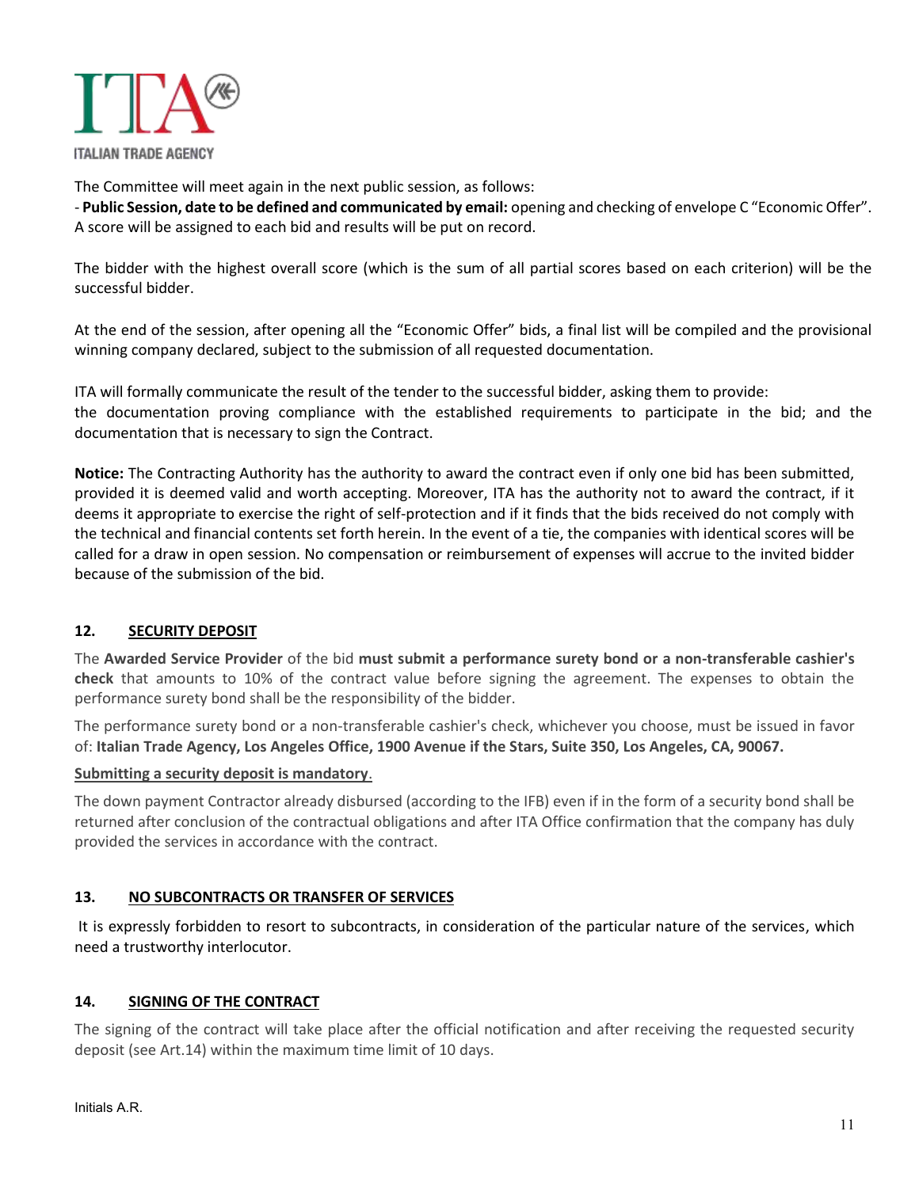The Committee will meet again in the next public session, as follows:
- **Public Session, date to be defined and communicated by email:** opening and checking of envelope C "Economic Offer". A score will be assigned to each bid and results will be put on record.

The bidder with the highest overall score (which is the sum of all partial scores based on each criterion) will be the successful bidder.

At the end of the session, after opening all the "Economic Offer" bids, a final list will be compiled and the provisional winning company declared, subject to the submission of all requested documentation.

ITA will formally communicate the result of the tender to the successful bidder, asking them to provide:
the documentation proving compliance with the established requirements to participate in the bid; and the documentation that is necessary to sign the Contract.

**Notice:** The Contracting Authority has the authority to award the contract even if only one bid has been submitted, provided it is deemed valid and worth accepting. Moreover, ITA has the authority not to award the contract, if it deems it appropriate to exercise the right of self-protection and if it finds that the bids received do not comply with the technical and financial contents set forth herein. In the event of a tie, the companies with identical scores will be called for a draw in open session. No compensation or reimbursement of expenses will accrue to the invited bidder because of the submission of the bid.

## 12. SECURITY DEPOSIT

The **Awarded Service Provider** of the bid **must submit a performance surety bond or a non-transferable cashier's check** that amounts to 10% of the contract value before signing the agreement. The expenses to obtain the performance surety bond shall be the responsibility of the bidder.

The performance surety bond or a non-transferable cashier's check, whichever you choose, must be issued in favor of: **Italian Trade Agency, Los Angeles Office, 1900 Avenue if the Stars, Suite 350, Los Angeles, CA, 90067.**

**Submitting a security deposit is mandatory**.

The down payment Contractor already disbursed (according to the IFB) even if in the form of a security bond shall be returned after conclusion of the contractual obligations and after ITA Office confirmation that the company has duly provided the services in accordance with the contract.

## 13. NO SUBCONTRACTS OR TRANSFER OF SERVICES

It is expressly forbidden to resort to subcontracts, in consideration of the particular nature of the services, which need a trustworthy interlocutor.

## 14. SIGNING OF THE CONTRACT

The signing of the contract will take place after the official notification and after receiving the requested security deposit (see Art.14) within the maximum time limit of 10 days.

Initials A.R.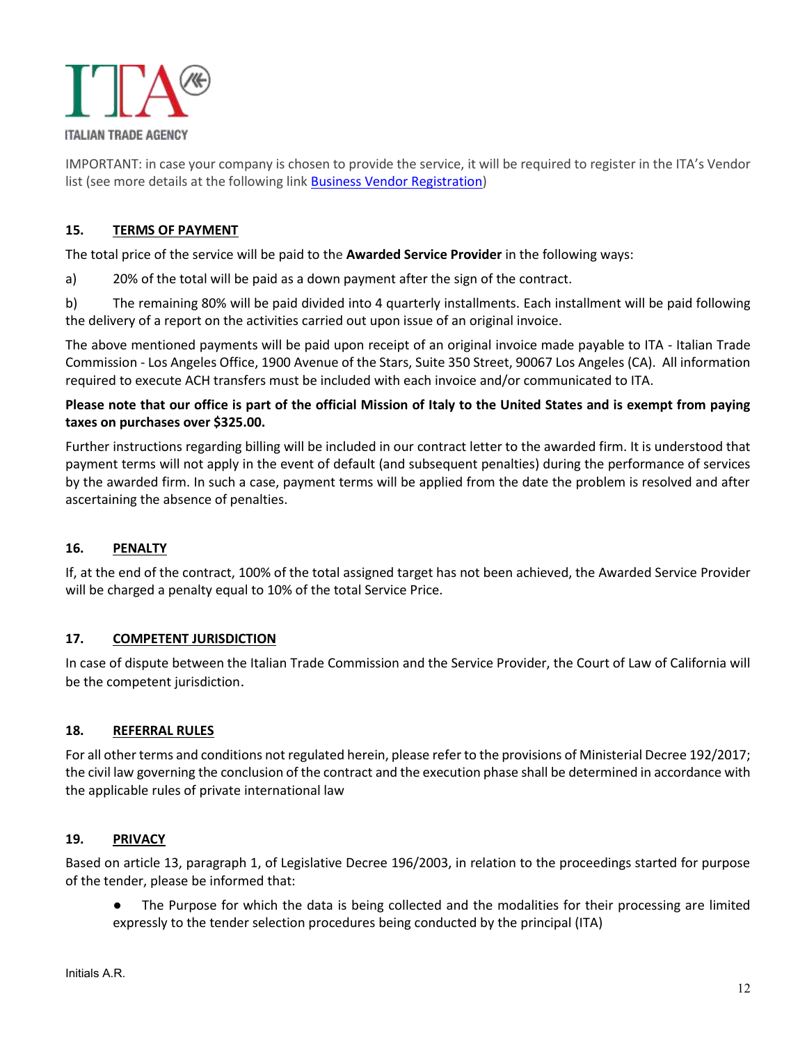IMPORTANT: in case your company is chosen to provide the service, it will be required to register in the ITA's Vendor list (see more details at the following link [Business Vendor Registration])

## 15. TERMS OF PAYMENT

The total price of the service will be paid to the **Awarded Service Provider** in the following ways:

a) 20% of the total will be paid as a down payment after the sign of the contract.

b) The remaining 80% will be paid divided into 4 quarterly installments. Each installment will be paid following the delivery of a report on the activities carried out upon issue of an original invoice.

The above mentioned payments will be paid upon receipt of an original invoice made payable to ITA - Italian Trade Commission - Los Angeles Office, 1900 Avenue of the Stars, Suite 350 Street, 90067 Los Angeles (CA). All information required to execute ACH transfers must be included with each invoice and/or communicated to ITA.

**Please note that our office is part of the official Mission of Italy to the United States and is exempt from paying taxes on purchases over $325.00.**

Further instructions regarding billing will be included in our contract letter to the awarded firm. It is understood that payment terms will not apply in the event of default (and subsequent penalties) during the performance of services by the awarded firm. In such a case, payment terms will be applied from the date the problem is resolved and after ascertaining the absence of penalties.

## 16. PENALTY

If, at the end of the contract, 100% of the total assigned target has not been achieved, the Awarded Service Provider will be charged a penalty equal to 10% of the total Service Price.

## 17. COMPETENT JURISDICTION

In case of dispute between the Italian Trade Commission and the Service Provider, the Court of Law of California will be the competent jurisdiction.

## 18. REFERRAL RULES

For all other terms and conditions not regulated herein, please refer to the provisions of Ministerial Decree 192/2017; the civil law governing the conclusion of the contract and the execution phase shall be determined in accordance with the applicable rules of private international law

## 19. PRIVACY

Based on article 13, paragraph 1, of Legislative Decree 196/2003, in relation to the proceedings started for purpose of the tender, please be informed that:

- The Purpose for which the data is being collected and the modalities for their processing are limited expressly to the tender selection procedures being conducted by the principal (ITA)

Initials A.R.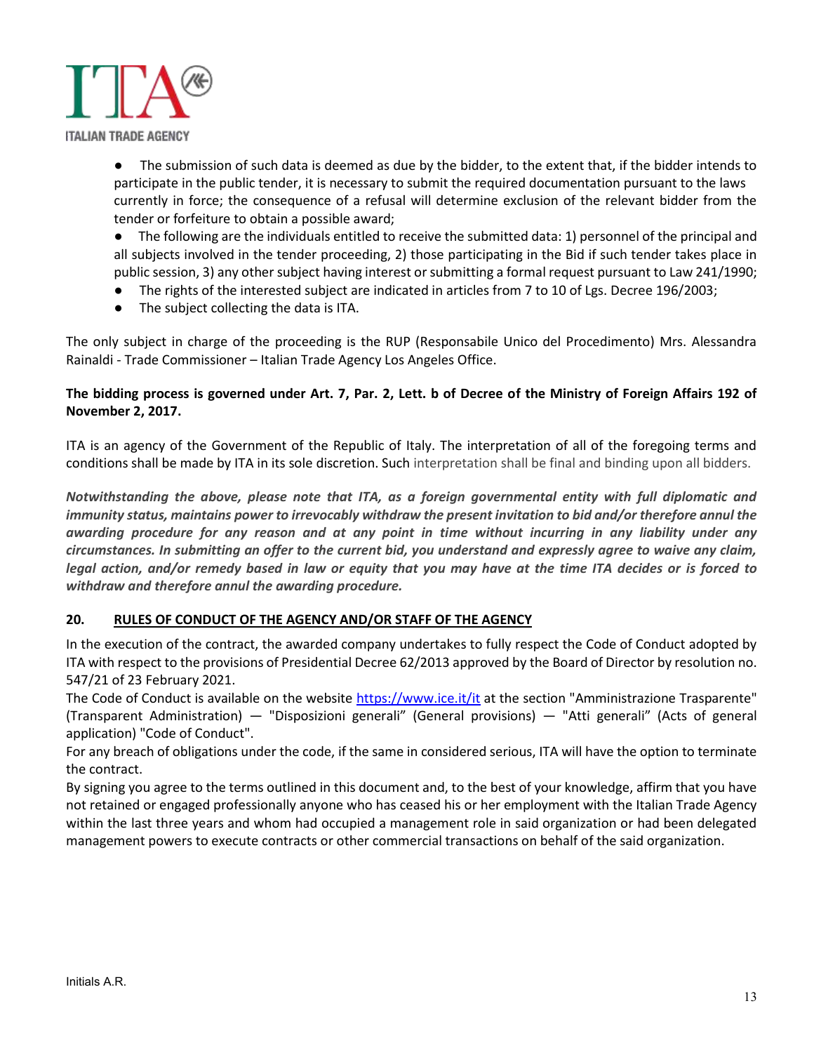- The submission of such data is deemed as due by the bidder, to the extent that, if the bidder intends to participate in the public tender, it is necessary to submit the required documentation pursuant to the laws currently in force; the consequence of a refusal will determine exclusion of the relevant bidder from the tender or forfeiture to obtain a possible award;
- The following are the individuals entitled to receive the submitted data: 1) personnel of the principal and all subjects involved in the tender proceeding, 2) those participating in the Bid if such tender takes place in public session, 3) any other subject having interest or submitting a formal request pursuant to Law 241/1990;
- The rights of the interested subject are indicated in articles from 7 to 10 of Lgs. Decree 196/2003;
- The subject collecting the data is ITA.

The only subject in charge of the proceeding is the RUP (Responsabile Unico del Procedimento) Mrs. Alessandra Rainaldi - Trade Commissioner – Italian Trade Agency Los Angeles Office.

**The bidding process is governed under Art. 7, Par. 2, Lett. b of Decree of the Ministry of Foreign Affairs 192 of November 2, 2017.**

ITA is an agency of the Government of the Republic of Italy. The interpretation of all of the foregoing terms and conditions shall be made by ITA in its sole discretion. Such interpretation shall be final and binding upon all bidders.

***Notwithstanding the above, please note that ITA, as a foreign governmental entity with full diplomatic and immunity status, maintains power to irrevocably withdraw the present invitation to bid and/or therefore annul the awarding procedure for any reason and at any point in time without incurring in any liability under any circumstances. In submitting an offer to the current bid, you understand and expressly agree to waive any claim, legal action, and/or remedy based in law or equity that you may have at the time ITA decides or is forced to withdraw and therefore annul the awarding procedure.***

## 20. RULES OF CONDUCT OF THE AGENCY AND/OR STAFF OF THE AGENCY

In the execution of the contract, the awarded company undertakes to fully respect the Code of Conduct adopted by ITA with respect to the provisions of Presidential Decree 62/2013 approved by the Board of Director by resolution no. 547/21 of 23 February 2021.

The Code of Conduct is available on the website [https://www.ice.it/it](https://www.ice.it/it) at the section "Amministrazione Trasparente" (Transparent Administration) — "Disposizioni generali" (General provisions) — "Atti generali" (Acts of general application) "Code of Conduct".

For any breach of obligations under the code, if the same in considered serious, ITA will have the option to terminate the contract.

By signing you agree to the terms outlined in this document and, to the best of your knowledge, affirm that you have not retained or engaged professionally anyone who has ceased his or her employment with the Italian Trade Agency within the last three years and whom had occupied a management role in said organization or had been delegated management powers to execute contracts or other commercial transactions on behalf of the said organization.

Initials A.R.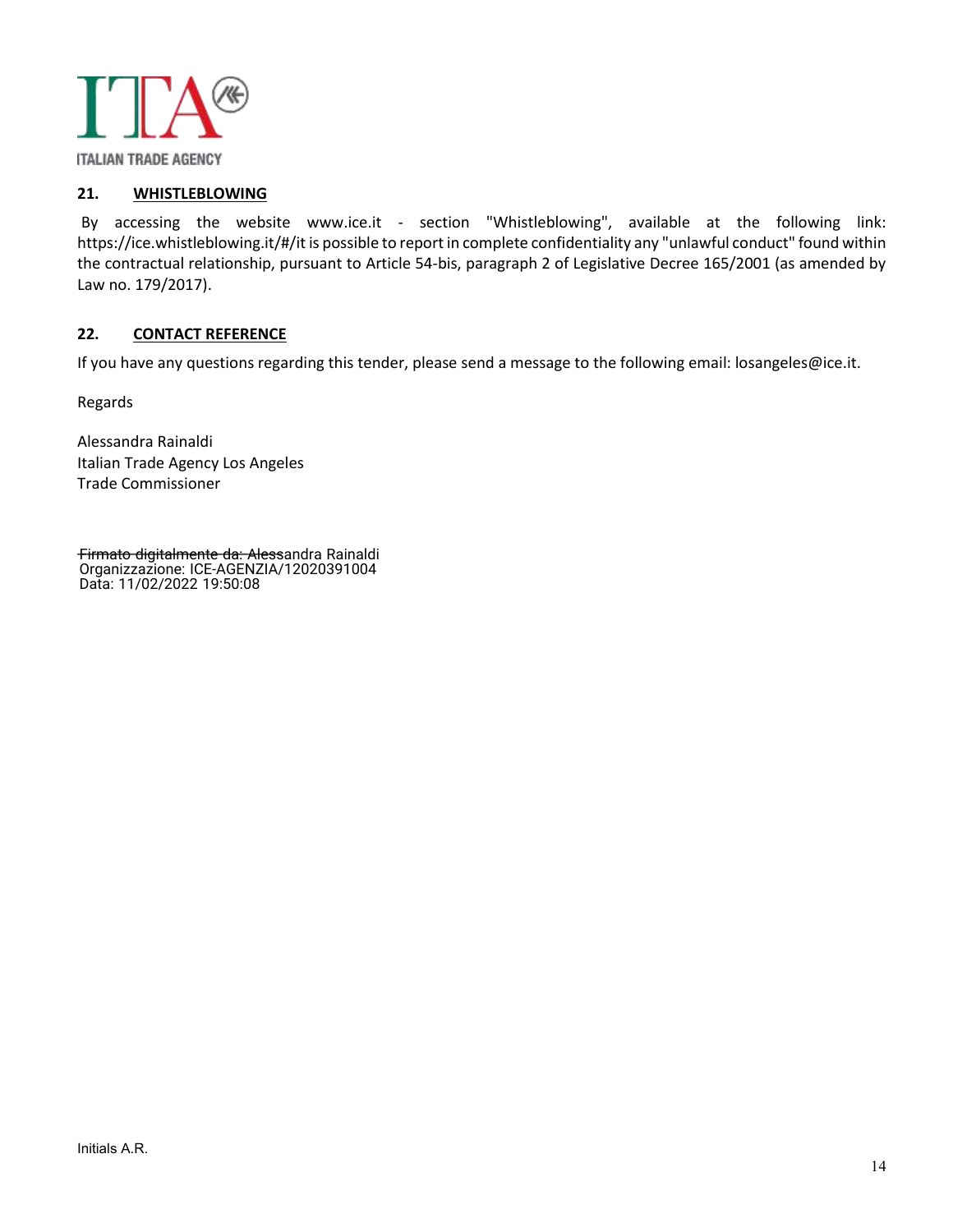ITALIAN TRADE AGENCY

## 21. WHISTLEBLOWING

By accessing the website www.ice.it - section "Whistleblowing", available at the following link: https://ice.whistleblowing.it/#/it is possible to report in complete confidentiality any "unlawful conduct" found within the contractual relationship, pursuant to Article 54-bis, paragraph 2 of Legislative Decree 165/2001 (as amended by Law no. 179/2017).

## 22. CONTACT REFERENCE

If you have any questions regarding this tender, please send a message to the following email: losangeles@ice.it.

Regards

Alessandra Rainaldi
Italian Trade Agency Los Angeles
Trade Commissioner

Firmato digitalmente da: Alessandra Rainaldi
Organizzazione: ICE-AGENZIA/12020391004
Data: 11/02/2022 19:50:08

Initials A.R.